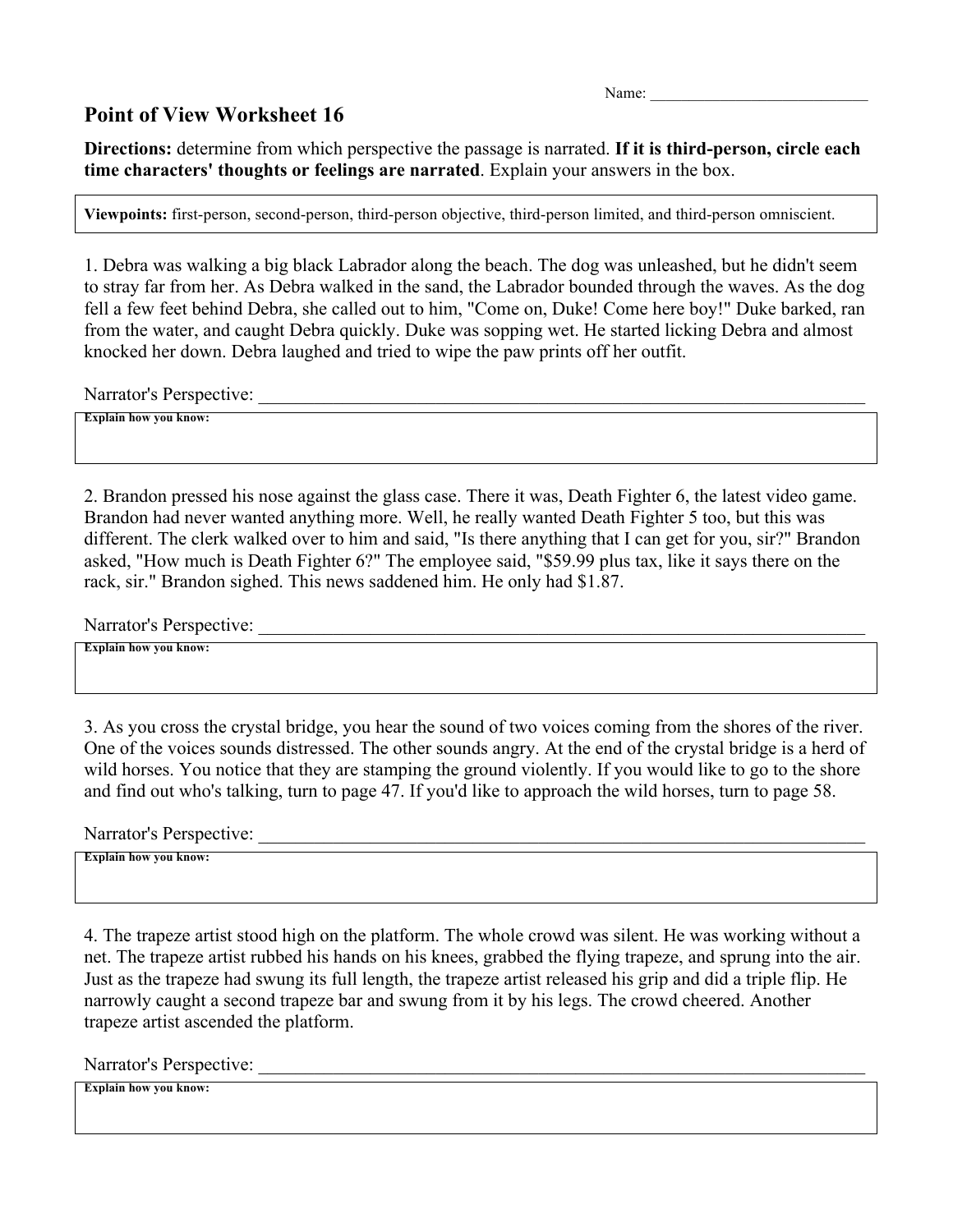Name: ___________________________

# Point of View Worksheet 16

**Directions:** determine from which perspective the passage is narrated. **If it is third-person, circle each time characters' thoughts or feelings are narrated**. Explain your answers in the box.

**Viewpoints:** first-person, second-person, third-person objective, third-person limited, and third-person omniscient.

1. Debra was walking a big black Labrador along the beach. The dog was unleashed, but he didn't seem to stray far from her. As Debra walked in the sand, the Labrador bounded through the waves. As the dog fell a few feet behind Debra, she called out to him, "Come on, Duke! Come here boy!" Duke barked, ran from the water, and caught Debra quickly. Duke was sopping wet. He started licking Debra and almost knocked her down. Debra laughed and tried to wipe the paw prints off her outfit.

Narrator's Perspective: ________________________________________________________________

**Explain how you know:**

2. Brandon pressed his nose against the glass case. There it was, Death Fighter 6, the latest video game. Brandon had never wanted anything more. Well, he really wanted Death Fighter 5 too, but this was different. The clerk walked over to him and said, "Is there anything that I can get for you, sir?" Brandon asked, "How much is Death Fighter 6?" The employee said, "$59.99 plus tax, like it says there on the rack, sir." Brandon sighed. This news saddened him. He only had $1.87.

Narrator's Perspective: ________________________________________________________________

**Explain how you know:**

3. As you cross the crystal bridge, you hear the sound of two voices coming from the shores of the river. One of the voices sounds distressed. The other sounds angry. At the end of the crystal bridge is a herd of wild horses. You notice that they are stamping the ground violently. If you would like to go to the shore and find out who's talking, turn to page 47. If you'd like to approach the wild horses, turn to page 58.

Narrator's Perspective: ________________________________________________________________

**Explain how you know:**

4. The trapeze artist stood high on the platform. The whole crowd was silent. He was working without a net. The trapeze artist rubbed his hands on his knees, grabbed the flying trapeze, and sprung into the air. Just as the trapeze had swung its full length, the trapeze artist released his grip and did a triple flip. He narrowly caught a second trapeze bar and swung from it by his legs. The crowd cheered. Another trapeze artist ascended the platform.

Narrator's Perspective: ________________________________________________________________

**Explain how you know:**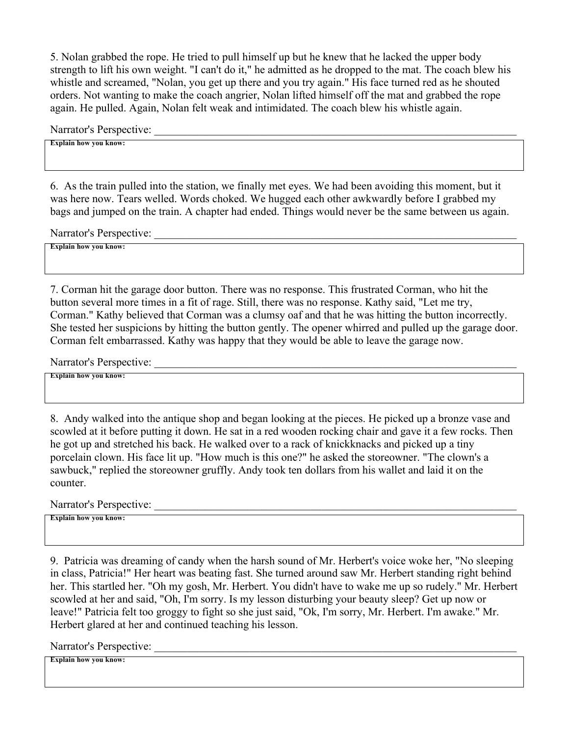5. Nolan grabbed the rope. He tried to pull himself up but he knew that he lacked the upper body strength to lift his own weight. "I can't do it," he admitted as he dropped to the mat. The coach blew his whistle and screamed, "Nolan, you get up there and you try again." His face turned red as he shouted orders. Not wanting to make the coach angrier, Nolan lifted himself off the mat and grabbed the rope again. He pulled. Again, Nolan felt weak and intimidated. The coach blew his whistle again.

Narrator's Perspective: ______________________________________________________________________

**Explain how you know:**

6. As the train pulled into the station, we finally met eyes. We had been avoiding this moment, but it was here now. Tears welled. Words choked. We hugged each other awkwardly before I grabbed my bags and jumped on the train. A chapter had ended. Things would never be the same between us again.

Narrator's Perspective: ______________________________________________________________________

**Explain how you know:**

7. Corman hit the garage door button. There was no response. This frustrated Corman, who hit the button several more times in a fit of rage. Still, there was no response. Kathy said, "Let me try, Corman." Kathy believed that Corman was a clumsy oaf and that he was hitting the button incorrectly. She tested her suspicions by hitting the button gently. The opener whirred and pulled up the garage door. Corman felt embarrassed. Kathy was happy that they would be able to leave the garage now.

Narrator's Perspective: ______________________________________________________________________

**Explain how you know:**

8. Andy walked into the antique shop and began looking at the pieces. He picked up a bronze vase and scowled at it before putting it down. He sat in a red wooden rocking chair and gave it a few rocks. Then he got up and stretched his back. He walked over to a rack of knickknacks and picked up a tiny porcelain clown. His face lit up. "How much is this one?" he asked the storeowner. "The clown's a sawbuck," replied the storeowner gruffly. Andy took ten dollars from his wallet and laid it on the counter.

Narrator's Perspective: ______________________________________________________________________

**Explain how you know:**

9. Patricia was dreaming of candy when the harsh sound of Mr. Herbert's voice woke her, "No sleeping in class, Patricia!" Her heart was beating fast. She turned around saw Mr. Herbert standing right behind her. This startled her. "Oh my gosh, Mr. Herbert. You didn't have to wake me up so rudely." Mr. Herbert scowled at her and said, "Oh, I'm sorry. Is my lesson disturbing your beauty sleep? Get up now or leave!" Patricia felt too groggy to fight so she just said, "Ok, I'm sorry, Mr. Herbert. I'm awake." Mr. Herbert glared at her and continued teaching his lesson.

Narrator's Perspective: ______________________________________________________________________

**Explain how you know:**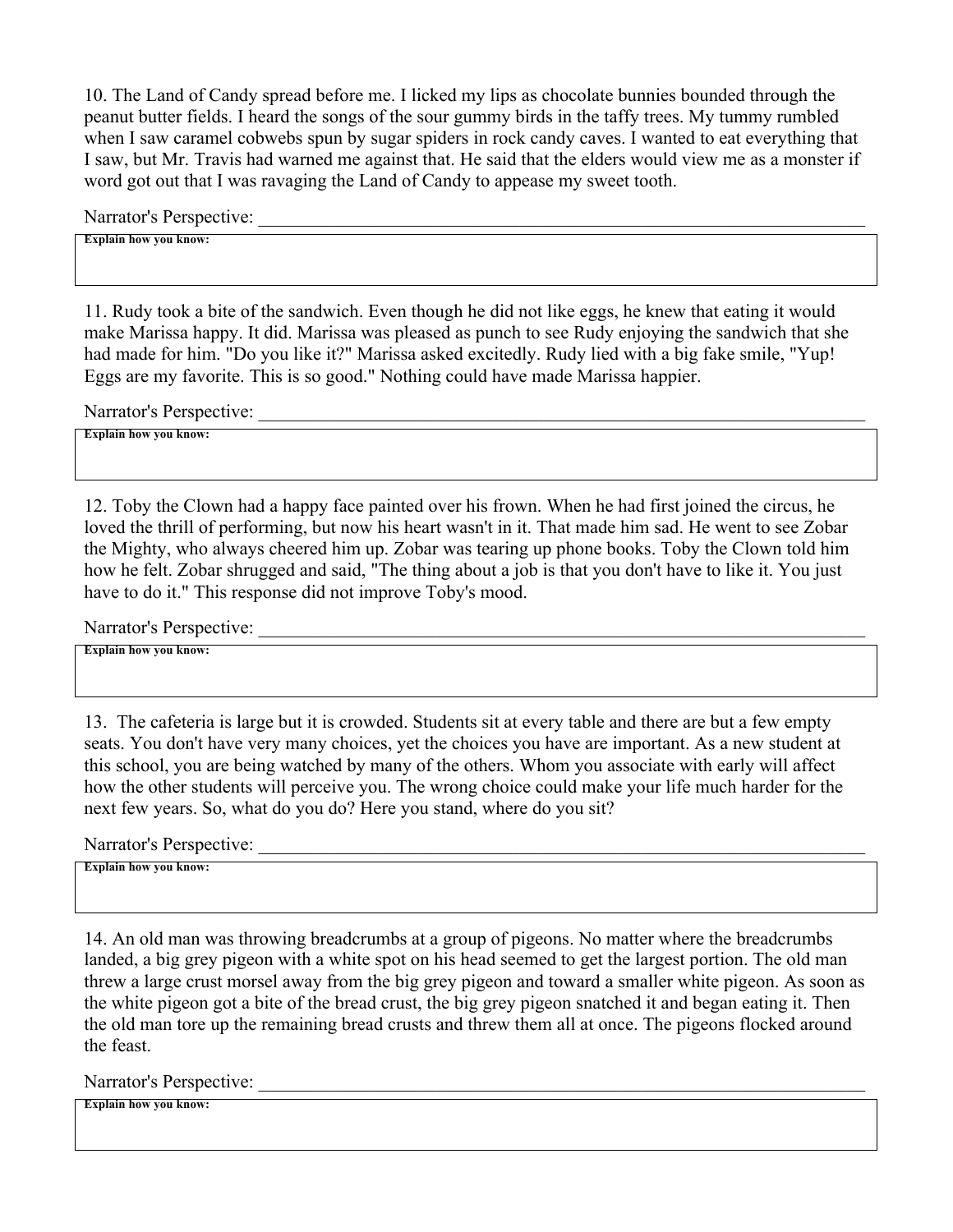10. The Land of Candy spread before me. I licked my lips as chocolate bunnies bounded through the peanut butter fields. I heard the songs of the sour gummy birds in the taffy trees. My tummy rumbled when I saw caramel cobwebs spun by sugar spiders in rock candy caves. I wanted to eat everything that I saw, but Mr. Travis had warned me against that. He said that the elders would view me as a monster if word got out that I was ravaging the Land of Candy to appease my sweet tooth.

Narrator's Perspective: ______________________________________________________________________

**Explain how you know:**

11. Rudy took a bite of the sandwich. Even though he did not like eggs, he knew that eating it would make Marissa happy. It did. Marissa was pleased as punch to see Rudy enjoying the sandwich that she had made for him. "Do you like it?" Marissa asked excitedly. Rudy lied with a big fake smile, "Yup! Eggs are my favorite. This is so good." Nothing could have made Marissa happier.

Narrator's Perspective: ______________________________________________________________________

**Explain how you know:**

12. Toby the Clown had a happy face painted over his frown. When he had first joined the circus, he loved the thrill of performing, but now his heart wasn't in it. That made him sad. He went to see Zobar the Mighty, who always cheered him up. Zobar was tearing up phone books. Toby the Clown told him how he felt. Zobar shrugged and said, "The thing about a job is that you don't have to like it. You just have to do it." This response did not improve Toby's mood.

Narrator's Perspective: ______________________________________________________________________

**Explain how you know:**

13. The cafeteria is large but it is crowded. Students sit at every table and there are but a few empty seats. You don't have very many choices, yet the choices you have are important. As a new student at this school, you are being watched by many of the others. Whom you associate with early will affect how the other students will perceive you. The wrong choice could make your life much harder for the next few years. So, what do you do? Here you stand, where do you sit?

Narrator's Perspective: ______________________________________________________________________

**Explain how you know:**

14. An old man was throwing breadcrumbs at a group of pigeons. No matter where the breadcrumbs landed, a big grey pigeon with a white spot on his head seemed to get the largest portion. The old man threw a large crust morsel away from the big grey pigeon and toward a smaller white pigeon. As soon as the white pigeon got a bite of the bread crust, the big grey pigeon snatched it and began eating it. Then the old man tore up the remaining bread crusts and threw them all at once. The pigeons flocked around the feast.

Narrator's Perspective: ______________________________________________________________________

**Explain how you know:**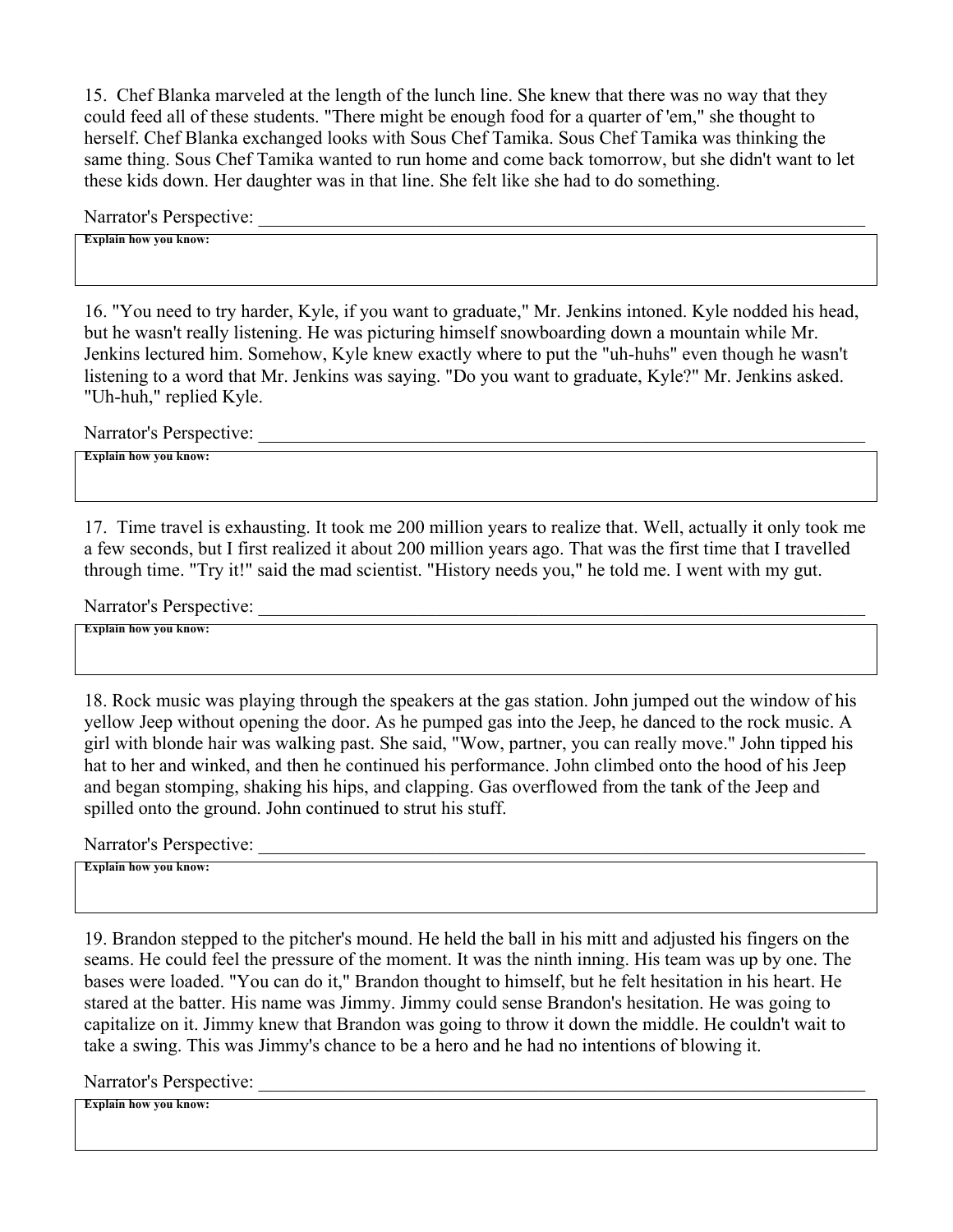15. Chef Blanka marveled at the length of the lunch line. She knew that there was no way that they could feed all of these students. "There might be enough food for a quarter of 'em," she thought to herself. Chef Blanka exchanged looks with Sous Chef Tamika. Sous Chef Tamika was thinking the same thing. Sous Chef Tamika wanted to run home and come back tomorrow, but she didn't want to let these kids down. Her daughter was in that line. She felt like she had to do something.

Narrator's Perspective: ______________________________________________________________

**Explain how you know:**

16. "You need to try harder, Kyle, if you want to graduate," Mr. Jenkins intoned. Kyle nodded his head, but he wasn't really listening. He was picturing himself snowboarding down a mountain while Mr. Jenkins lectured him. Somehow, Kyle knew exactly where to put the "uh-huhs" even though he wasn't listening to a word that Mr. Jenkins was saying. "Do you want to graduate, Kyle?" Mr. Jenkins asked. "Uh-huh," replied Kyle.

Narrator's Perspective: ______________________________________________________________

**Explain how you know:**

17. Time travel is exhausting. It took me 200 million years to realize that. Well, actually it only took me a few seconds, but I first realized it about 200 million years ago. That was the first time that I travelled through time. "Try it!" said the mad scientist. "History needs you," he told me. I went with my gut.

Narrator's Perspective: ______________________________________________________________

**Explain how you know:**

18. Rock music was playing through the speakers at the gas station. John jumped out the window of his yellow Jeep without opening the door. As he pumped gas into the Jeep, he danced to the rock music. A girl with blonde hair was walking past. She said, "Wow, partner, you can really move." John tipped his hat to her and winked, and then he continued his performance. John climbed onto the hood of his Jeep and began stomping, shaking his hips, and clapping. Gas overflowed from the tank of the Jeep and spilled onto the ground. John continued to strut his stuff.

Narrator's Perspective: ______________________________________________________________

**Explain how you know:**

19. Brandon stepped to the pitcher's mound. He held the ball in his mitt and adjusted his fingers on the seams. He could feel the pressure of the moment. It was the ninth inning. His team was up by one. The bases were loaded. "You can do it," Brandon thought to himself, but he felt hesitation in his heart. He stared at the batter. His name was Jimmy. Jimmy could sense Brandon's hesitation. He was going to capitalize on it. Jimmy knew that Brandon was going to throw it down the middle. He couldn't wait to take a swing. This was Jimmy's chance to be a hero and he had no intentions of blowing it.

Narrator's Perspective: ______________________________________________________________

**Explain how you know:**